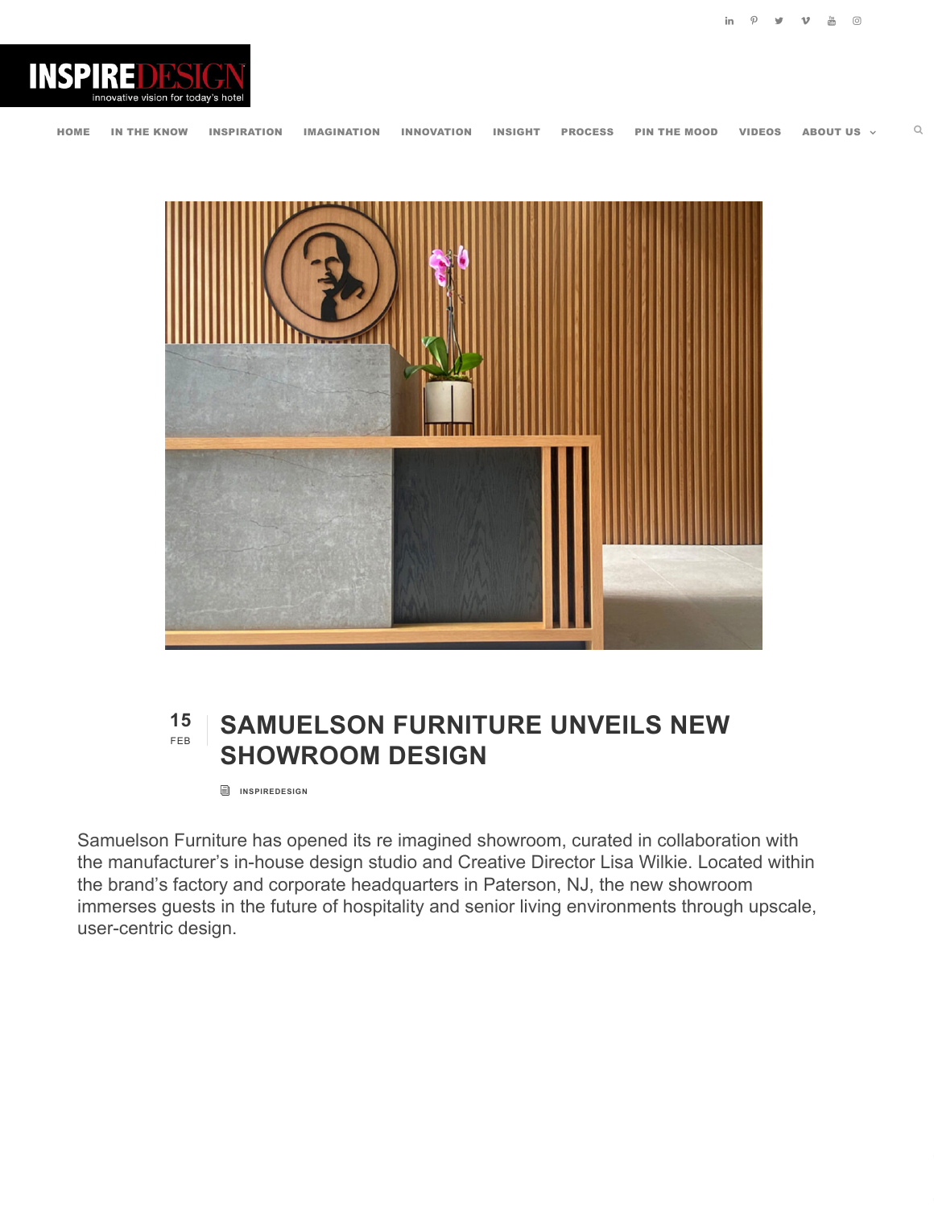# SAMUELSON FURNITURE UNVEILS NEW SHOWROOM DESIGN

15 FEB

INSPIREDESIGN

Samuelson Furniture has opened its re imagined showroom, curated in collaboration with the manufacturer's in-house design studio and Creative Director Lisa Wilkie. Located within the brand's factory and corporate headquarters in Paterson, NJ, the new showroom immerses guests in the future of hospitality and senior living environments through upscale, user-centric design.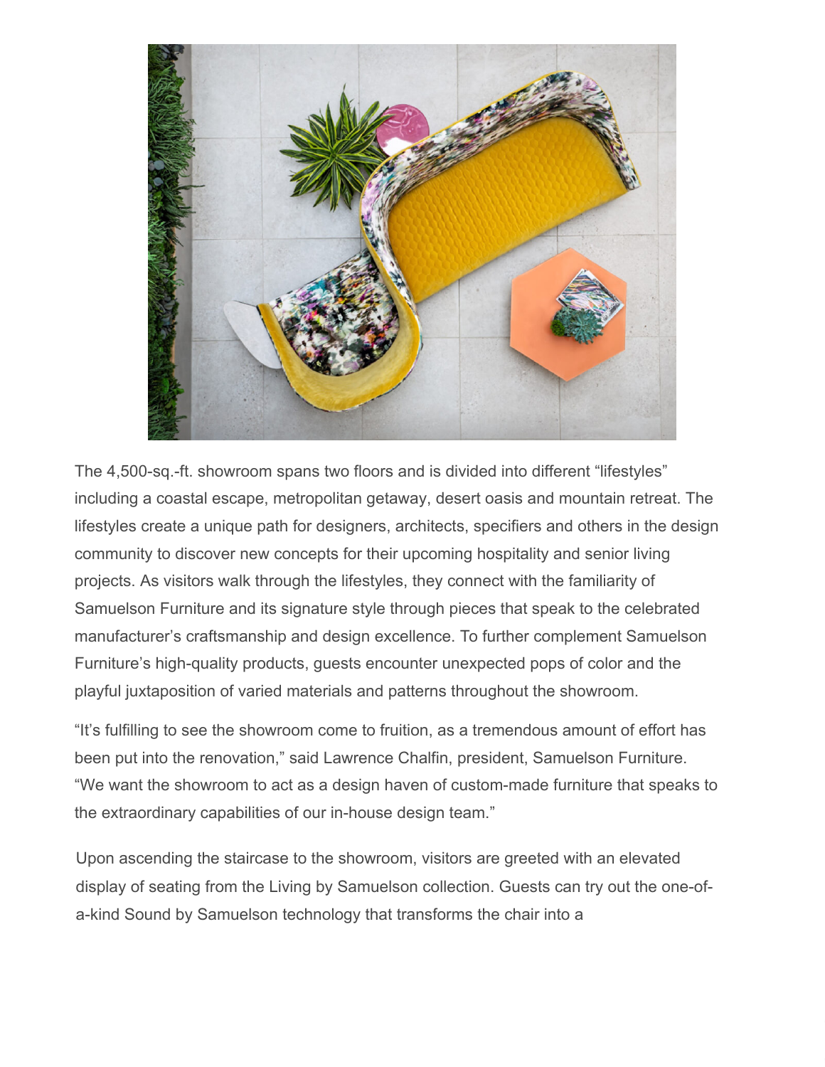The 4,500-sq.-ft. showroom spans two floors and is divided into different "lifestyles" including a coastal escape, metropolitan getaway, desert oasis and mountain retreat. The lifestyles create a unique path for designers, architects, specifiers and others in the design community to discover new concepts for their upcoming hospitality and senior living projects. As visitors walk through the lifestyles, they connect with the familiarity of Samuelson Furniture and its signature style through pieces that speak to the celebrated manufacturer's craftsmanship and design excellence. To further complement Samuelson Furniture's high-quality products, guests encounter unexpected pops of color and the playful juxtaposition of varied materials and patterns throughout the showroom.

"It's fulfilling to see the showroom come to fruition, as a tremendous amount of effort has been put into the renovation," said Lawrence Chalfin, president, Samuelson Furniture. "We want the showroom to act as a design haven of custom-made furniture that speaks to the extraordinary capabilities of our in-house design team."

Upon ascending the staircase to the showroom, visitors are greeted with an elevated display of seating from the Living by Samuelson collection. Guests can try out the one-of-a-kind Sound by Samuelson technology that transforms the chair into a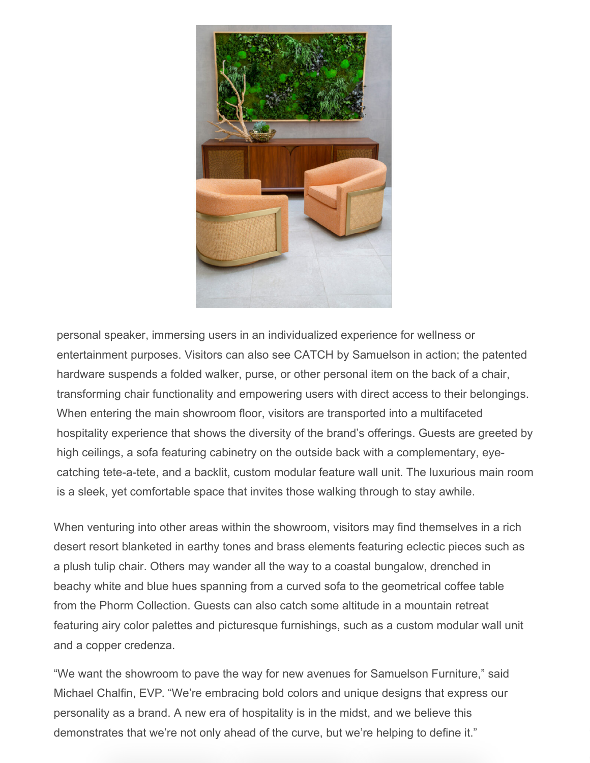personal speaker, immersing users in an individualized experience for wellness or entertainment purposes. Visitors can also see CATCH by Samuelson in action; the patented hardware suspends a folded walker, purse, or other personal item on the back of a chair, transforming chair functionality and empowering users with direct access to their belongings. When entering the main showroom floor, visitors are transported into a multifaceted hospitality experience that shows the diversity of the brand's offerings. Guests are greeted by high ceilings, a sofa featuring cabinetry on the outside back with a complementary, eye-catching tete-a-tete, and a backlit, custom modular feature wall unit. The luxurious main room is a sleek, yet comfortable space that invites those walking through to stay awhile.

When venturing into other areas within the showroom, visitors may find themselves in a rich desert resort blanketed in earthy tones and brass elements featuring eclectic pieces such as a plush tulip chair. Others may wander all the way to a coastal bungalow, drenched in beachy white and blue hues spanning from a curved sofa to the geometrical coffee table from the Phorm Collection. Guests can also catch some altitude in a mountain retreat featuring airy color palettes and picturesque furnishings, such as a custom modular wall unit and a copper credenza.

"We want the showroom to pave the way for new avenues for Samuelson Furniture," said Michael Chalfin, EVP. "We're embracing bold colors and unique designs that express our personality as a brand. A new era of hospitality is in the midst, and we believe this demonstrates that we're not only ahead of the curve, but we're helping to define it."